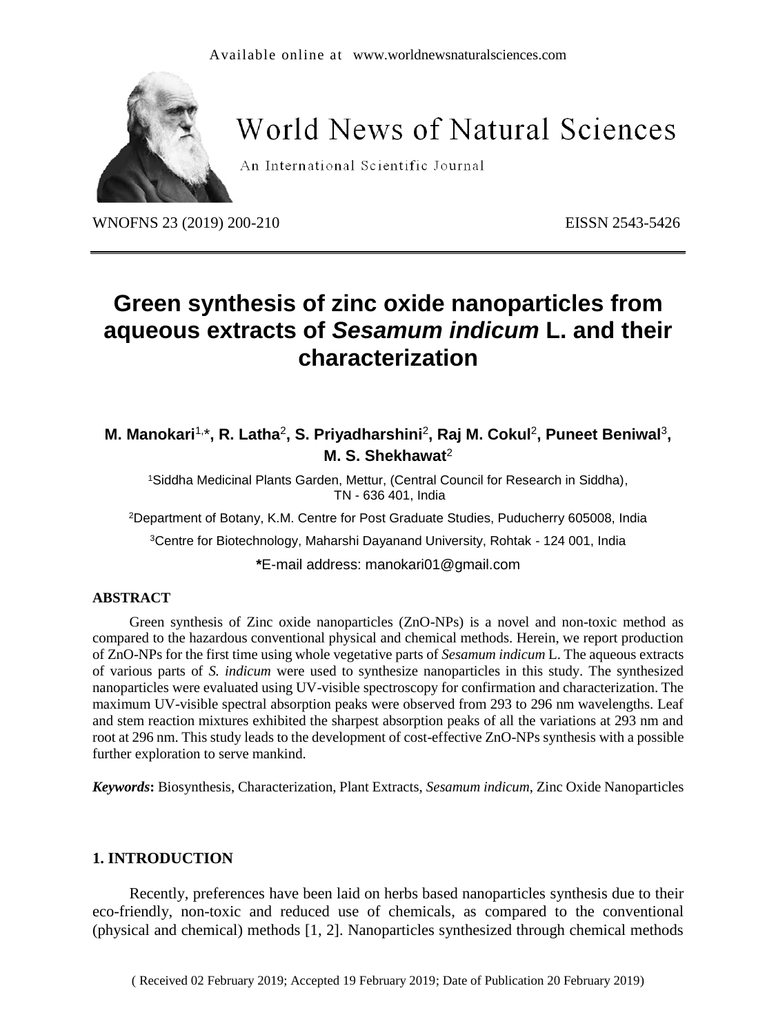# Green synthesis of zinc oxide nanoparticles from aqueous extracts of *Sesamum indicum* L. and their characterization

**M. Manokari[1,*], R. Latha[2], S. Priyadharshini[2], Raj M. Cokul[2], Puneet Beniwal[3], M. S. Shekhawat[2]**

[1]Siddha Medicinal Plants Garden, Mettur, (Central Council for Research in Siddha), TN - 636 401, India

[2]Department of Botany, K.M. Centre for Post Graduate Studies, Puducherry 605008, India

[3]Centre for Biotechnology, Maharshi Dayanand University, Rohtak - 124 001, India

*E-mail address: manokari01@gmail.com

## ABSTRACT

Green synthesis of Zinc oxide nanoparticles (ZnO-NPs) is a novel and non-toxic method as compared to the hazardous conventional physical and chemical methods. Herein, we report production of ZnO-NPs for the first time using whole vegetative parts of *Sesamum indicum* L. The aqueous extracts of various parts of *S. indicum* were used to synthesize nanoparticles in this study. The synthesized nanoparticles were evaluated using UV-visible spectroscopy for confirmation and characterization. The maximum UV-visible spectral absorption peaks were observed from 293 to 296 nm wavelengths. Leaf and stem reaction mixtures exhibited the sharpest absorption peaks of all the variations at 293 nm and root at 296 nm. This study leads to the development of cost-effective ZnO-NPs synthesis with a possible further exploration to serve mankind.

***Keywords*:** Biosynthesis, Characterization, Plant Extracts, *Sesamum indicum*, Zinc Oxide Nanoparticles

## 1. INTRODUCTION

Recently, preferences have been laid on herbs based nanoparticles synthesis due to their eco-friendly, non-toxic and reduced use of chemicals, as compared to the conventional (physical and chemical) methods [1, 2]. Nanoparticles synthesized through chemical methods

( Received 02 February 2019; Accepted 19 February 2019; Date of Publication 20 February 2019)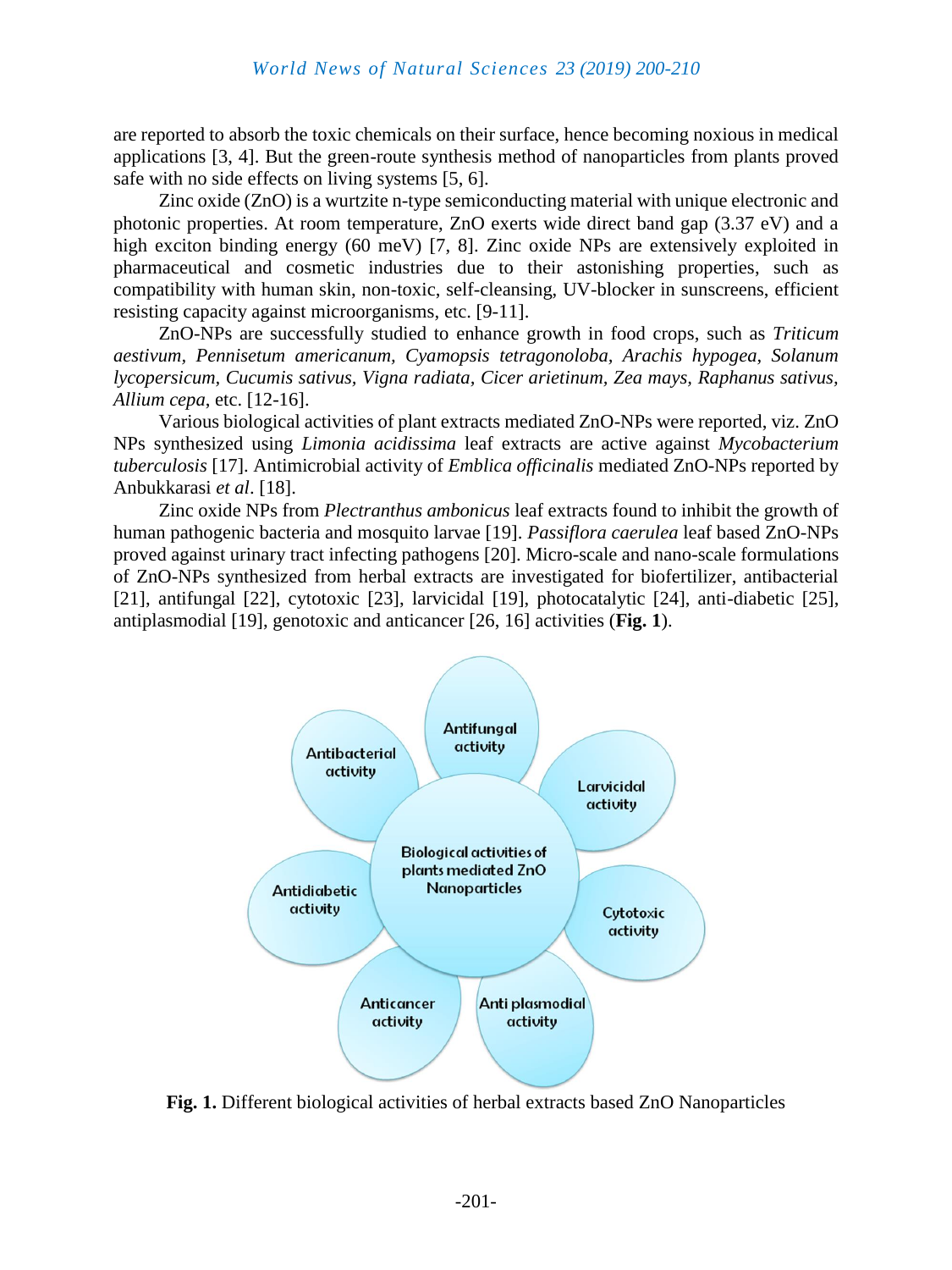are reported to absorb the toxic chemicals on their surface, hence becoming noxious in medical applications [3, 4]. But the green-route synthesis method of nanoparticles from plants proved safe with no side effects on living systems [5, 6].

Zinc oxide (ZnO) is a wurtzite n-type semiconducting material with unique electronic and photonic properties. At room temperature, ZnO exerts wide direct band gap (3.37 eV) and a high exciton binding energy (60 meV) [7, 8]. Zinc oxide NPs are extensively exploited in pharmaceutical and cosmetic industries due to their astonishing properties, such as compatibility with human skin, non-toxic, self-cleansing, UV-blocker in sunscreens, efficient resisting capacity against microorganisms, etc. [9-11].

ZnO-NPs are successfully studied to enhance growth in food crops, such as *Triticum aestivum, Pennisetum americanum, Cyamopsis tetragonoloba, Arachis hypogea, Solanum lycopersicum, Cucumis sativus, Vigna radiata, Cicer arietinum, Zea mays, Raphanus sativus, Allium cepa*, etc. [12-16].

Various biological activities of plant extracts mediated ZnO-NPs were reported, viz. ZnO NPs synthesized using *Limonia acidissima* leaf extracts are active against *Mycobacterium tuberculosis* [17]. Antimicrobial activity of *Emblica officinalis* mediated ZnO-NPs reported by Anbukkarasi *et al*. [18].

Zinc oxide NPs from *Plectranthus ambonicus* leaf extracts found to inhibit the growth of human pathogenic bacteria and mosquito larvae [19]. *Passiflora caerulea* leaf based ZnO-NPs proved against urinary tract infecting pathogens [20]. Micro-scale and nano-scale formulations of ZnO-NPs synthesized from herbal extracts are investigated for biofertilizer, antibacterial [21], antifungal [22], cytotoxic [23], larvicidal [19], photocatalytic [24], anti-diabetic [25], antiplasmodial [19], genotoxic and anticancer [26, 16] activities (**Fig. 1**).

Biological activities of plants mediated ZnO Nanoparticles: Antibacterial activity, Antifungal activity, Larvicidal activity, Cytotoxic activity, Anti plasmodial activity, Anticancer activity, Antidiabetic activity

**Fig. 1.** Different biological activities of herbal extracts based ZnO Nanoparticles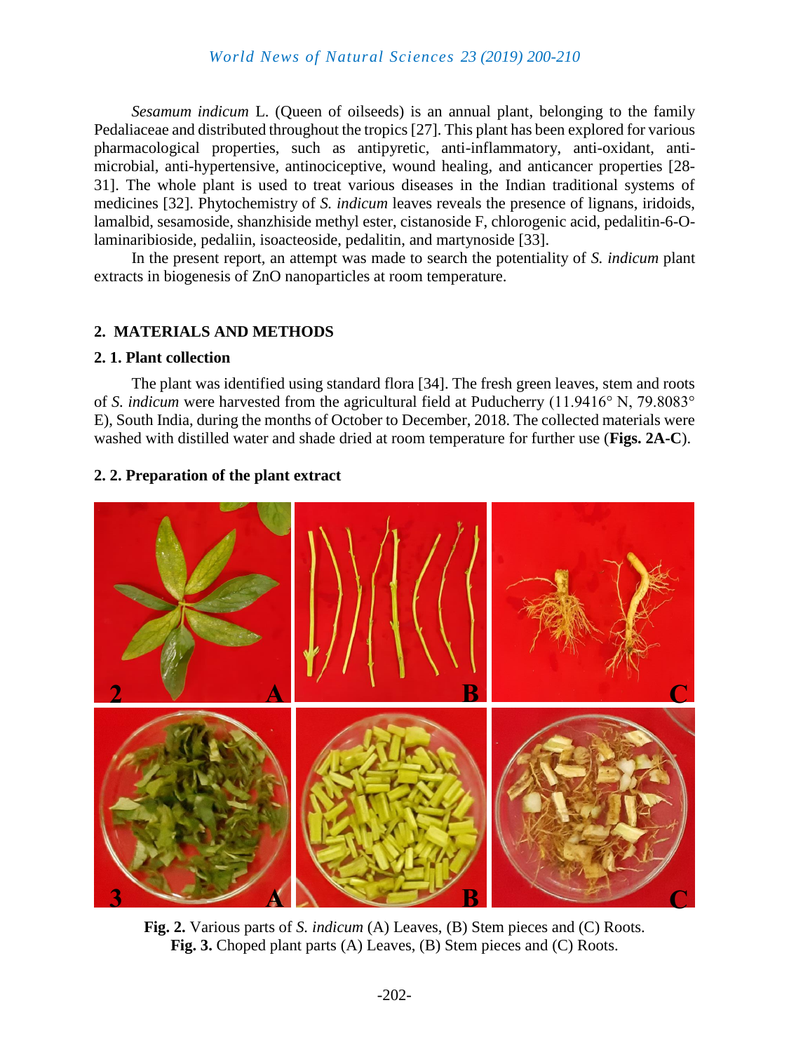*Sesamum indicum* L. (Queen of oilseeds) is an annual plant, belonging to the family Pedaliaceae and distributed throughout the tropics [27]. This plant has been explored for various pharmacological properties, such as antipyretic, anti-inflammatory, anti-oxidant, anti-microbial, anti-hypertensive, antinociceptive, wound healing, and anticancer properties [28-31]. The whole plant is used to treat various diseases in the Indian traditional systems of medicines [32]. Phytochemistry of *S. indicum* leaves reveals the presence of lignans, iridoids, lamalbid, sesamoside, shanzhiside methyl ester, cistanoside F, chlorogenic acid, pedalitin-6-O-laminaribioside, pedaliin, isoacteoside, pedalitin, and martynoside [33].

In the present report, an attempt was made to search the potentiality of *S. indicum* plant extracts in biogenesis of ZnO nanoparticles at room temperature.

## 2. MATERIALS AND METHODS

### 2. 1. Plant collection

The plant was identified using standard flora [34]. The fresh green leaves, stem and roots of *S. indicum* were harvested from the agricultural field at Puducherry (11.9416° N, 79.8083° E), South India, during the months of October to December, 2018. The collected materials were washed with distilled water and shade dried at room temperature for further use (**Figs. 2A-C**).

### 2. 2. Preparation of the plant extract

**Fig. 2.** Various parts of *S. indicum* (A) Leaves, (B) Stem pieces and (C) Roots.
**Fig. 3.** Choped plant parts (A) Leaves, (B) Stem pieces and (C) Roots.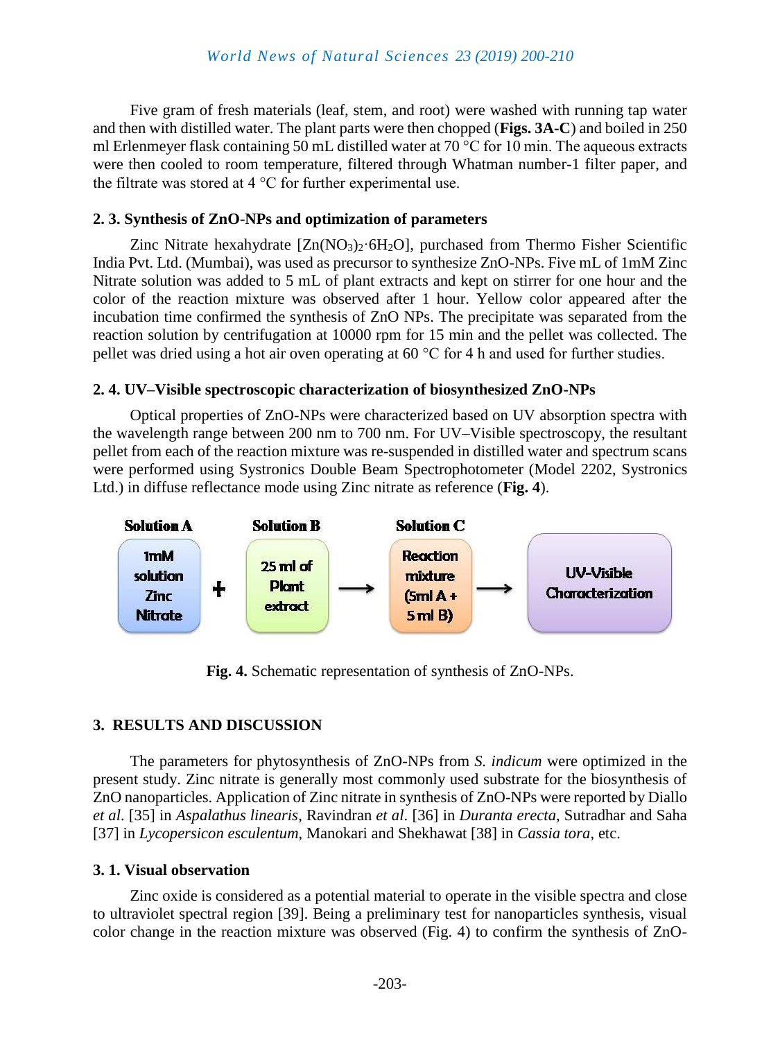Five gram of fresh materials (leaf, stem, and root) were washed with running tap water and then with distilled water. The plant parts were then chopped (**Figs. 3A-C**) and boiled in 250 ml Erlenmeyer flask containing 50 mL distilled water at 70 °C for 10 min. The aqueous extracts were then cooled to room temperature, filtered through Whatman number-1 filter paper, and the filtrate was stored at 4 °C for further experimental use.

## 2. 3. Synthesis of ZnO-NPs and optimization of parameters

Zinc Nitrate hexahydrate [$Zn(NO_3)_2 \cdot 6H_2O$], purchased from Thermo Fisher Scientific India Pvt. Ltd. (Mumbai), was used as precursor to synthesize ZnO-NPs. Five mL of 1mM Zinc Nitrate solution was added to 5 mL of plant extracts and kept on stirrer for one hour and the color of the reaction mixture was observed after 1 hour. Yellow color appeared after the incubation time confirmed the synthesis of ZnO NPs. The precipitate was separated from the reaction solution by centrifugation at 10000 rpm for 15 min and the pellet was collected. The pellet was dried using a hot air oven operating at 60 °C for 4 h and used for further studies.

## 2. 4. UV–Visible spectroscopic characterization of biosynthesized ZnO-NPs

Optical properties of ZnO-NPs were characterized based on UV absorption spectra with the wavelength range between 200 nm to 700 nm. For UV–Visible spectroscopy, the resultant pellet from each of the reaction mixture was re-suspended in distilled water and spectrum scans were performed using Systronics Double Beam Spectrophotometer (Model 2202, Systronics Ltd.) in diffuse reflectance mode using Zinc nitrate as reference (**Fig. 4**).

**Solution A**: 1mM solution Zinc Nitrate + **Solution B**: 25 ml of Plant extract → **Solution C**: Reaction mixture (5ml A + 5 ml B) → UV-Visible Characterization

**Fig. 4.** Schematic representation of synthesis of ZnO-NPs.

# 3. RESULTS AND DISCUSSION

The parameters for phytosynthesis of ZnO-NPs from *S. indicum* were optimized in the present study. Zinc nitrate is generally most commonly used substrate for the biosynthesis of ZnO nanoparticles. Application of Zinc nitrate in synthesis of ZnO-NPs were reported by Diallo *et al*. [35] in *Aspalathus linearis*, Ravindran *et al*. [36] in *Duranta erecta*, Sutradhar and Saha [37] in *Lycopersicon esculentum*, Manokari and Shekhawat [38] in *Cassia tora*, etc.

## 3. 1. Visual observation

Zinc oxide is considered as a potential material to operate in the visible spectra and close to ultraviolet spectral region [39]. Being a preliminary test for nanoparticles synthesis, visual color change in the reaction mixture was observed (Fig. 4) to confirm the synthesis of ZnO-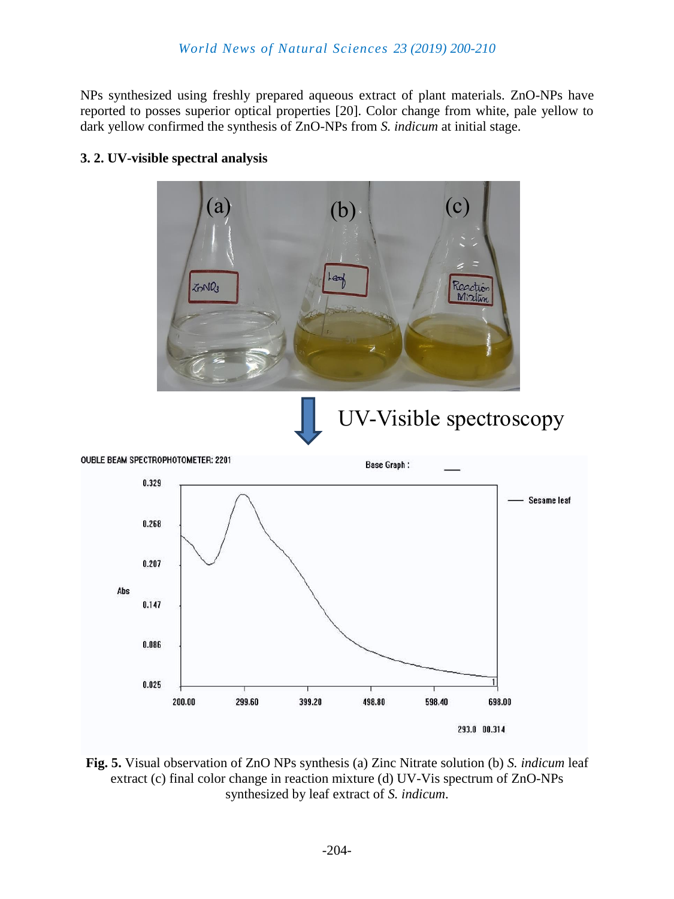NPs synthesized using freshly prepared aqueous extract of plant materials. ZnO-NPs have reported to posses superior optical properties [20]. Color change from white, pale yellow to dark yellow confirmed the synthesis of ZnO-NPs from *S. indicum* at initial stage.

### 3. 2. UV-visible spectral analysis

**Fig. 5.** Visual observation of ZnO NPs synthesis (a) Zinc Nitrate solution (b) *S. indicum* leaf extract (c) final color change in reaction mixture (d) UV-Vis spectrum of ZnO-NPs synthesized by leaf extract of *S. indicum*.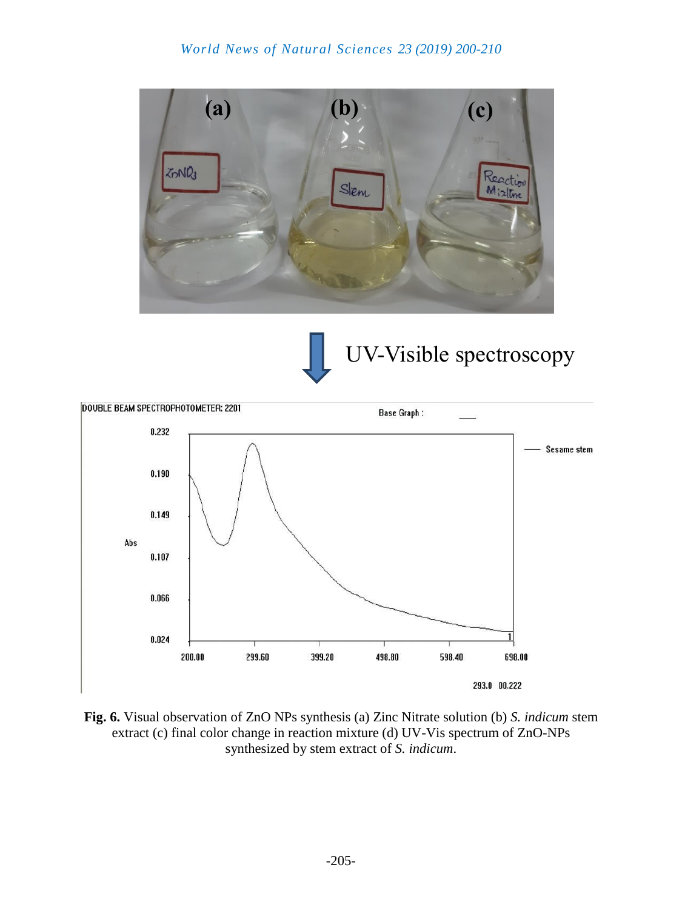**Fig. 6.** Visual observation of ZnO NPs synthesis (a) Zinc Nitrate solution (b) *S. indicum* stem extract (c) final color change in reaction mixture (d) UV-Vis spectrum of ZnO-NPs synthesized by stem extract of *S. indicum*.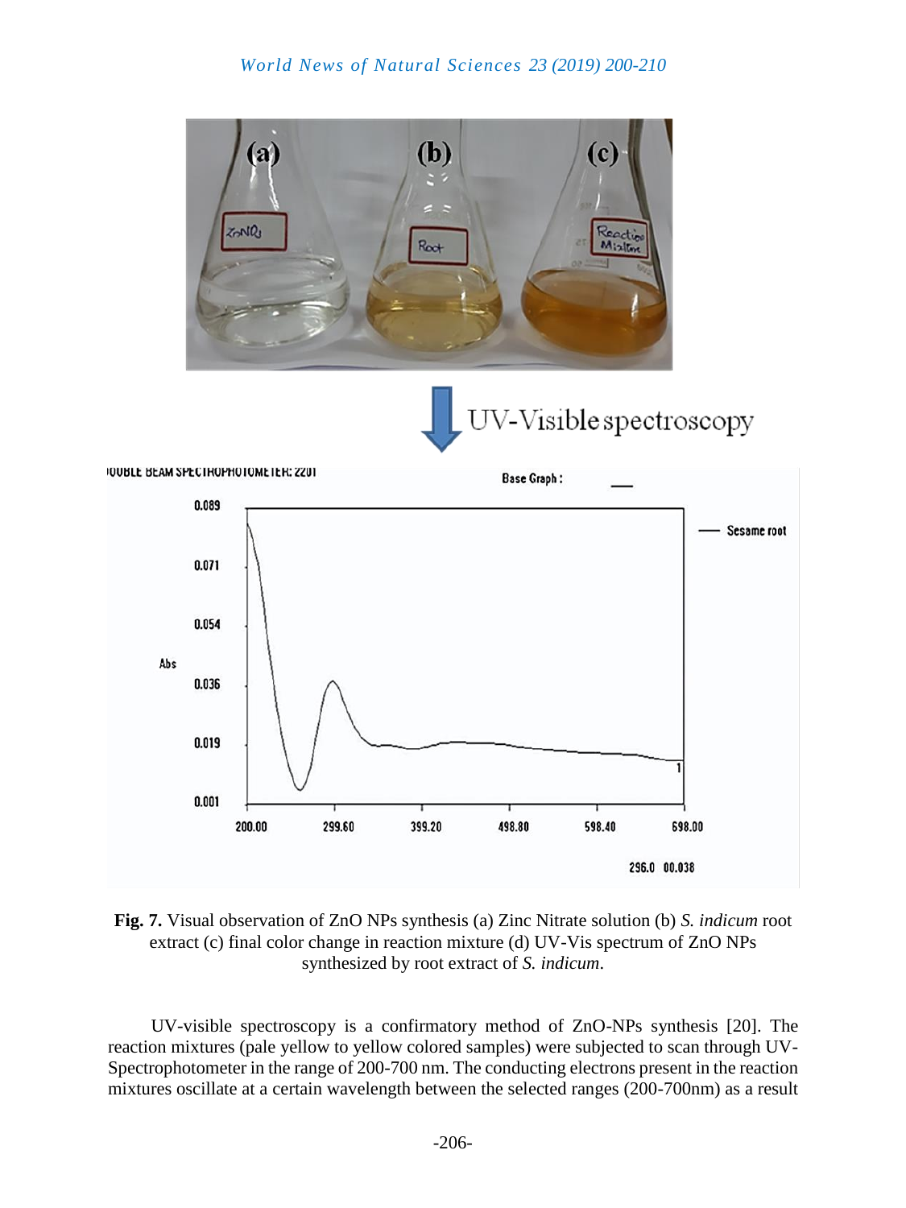**Fig. 7.** Visual observation of ZnO NPs synthesis (a) Zinc Nitrate solution (b) *S. indicum* root extract (c) final color change in reaction mixture (d) UV-Vis spectrum of ZnO NPs synthesized by root extract of *S. indicum*.

UV-visible spectroscopy is a confirmatory method of ZnO-NPs synthesis [20]. The reaction mixtures (pale yellow to yellow colored samples) were subjected to scan through UV-Spectrophotometer in the range of 200-700 nm. The conducting electrons present in the reaction mixtures oscillate at a certain wavelength between the selected ranges (200-700nm) as a result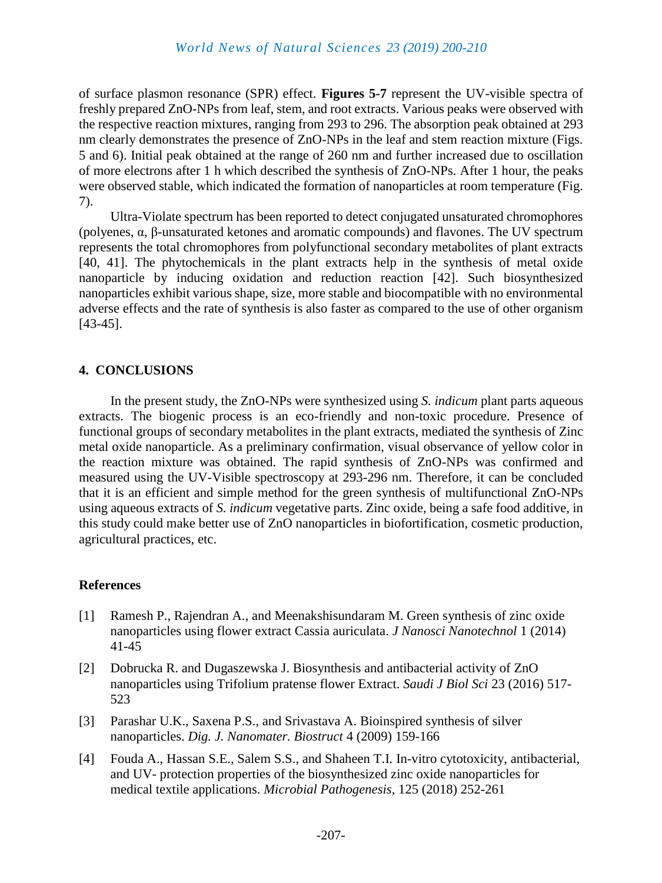of surface plasmon resonance (SPR) effect. **Figures 5-7** represent the UV-visible spectra of freshly prepared ZnO-NPs from leaf, stem, and root extracts. Various peaks were observed with the respective reaction mixtures, ranging from 293 to 296. The absorption peak obtained at 293 nm clearly demonstrates the presence of ZnO-NPs in the leaf and stem reaction mixture (Figs. 5 and 6). Initial peak obtained at the range of 260 nm and further increased due to oscillation of more electrons after 1 h which described the synthesis of ZnO-NPs. After 1 hour, the peaks were observed stable, which indicated the formation of nanoparticles at room temperature (Fig. 7).

Ultra-Violate spectrum has been reported to detect conjugated unsaturated chromophores (polyenes, α, β-unsaturated ketones and aromatic compounds) and flavones. The UV spectrum represents the total chromophores from polyfunctional secondary metabolites of plant extracts [40, 41]. The phytochemicals in the plant extracts help in the synthesis of metal oxide nanoparticle by inducing oxidation and reduction reaction [42]. Such biosynthesized nanoparticles exhibit various shape, size, more stable and biocompatible with no environmental adverse effects and the rate of synthesis is also faster as compared to the use of other organism [43-45].

## 4. CONCLUSIONS

In the present study, the ZnO-NPs were synthesized using *S. indicum* plant parts aqueous extracts. The biogenic process is an eco-friendly and non-toxic procedure. Presence of functional groups of secondary metabolites in the plant extracts, mediated the synthesis of Zinc metal oxide nanoparticle. As a preliminary confirmation, visual observance of yellow color in the reaction mixture was obtained. The rapid synthesis of ZnO-NPs was confirmed and measured using the UV-Visible spectroscopy at 293-296 nm. Therefore, it can be concluded that it is an efficient and simple method for the green synthesis of multifunctional ZnO-NPs using aqueous extracts of *S. indicum* vegetative parts. Zinc oxide, being a safe food additive, in this study could make better use of ZnO nanoparticles in biofortification, cosmetic production, agricultural practices, etc.

## References

[1] Ramesh P., Rajendran A., and Meenakshisundaram M. Green synthesis of zinc oxide nanoparticles using flower extract Cassia auriculata. *J Nanosci Nanotechnol* 1 (2014) 41-45

[2] Dobrucka R. and Dugaszewska J. Biosynthesis and antibacterial activity of ZnO nanoparticles using Trifolium pratense flower Extract. *Saudi J Biol Sci* 23 (2016) 517-523

[3] Parashar U.K., Saxena P.S., and Srivastava A. Bioinspired synthesis of silver nanoparticles. *Dig. J. Nanomater. Biostruct* 4 (2009) 159-166

[4] Fouda A., Hassan S.E., Salem S.S., and Shaheen T.I. In-vitro cytotoxicity, antibacterial, and UV- protection properties of the biosynthesized zinc oxide nanoparticles for medical textile applications. *Microbial Pathogenesis*, 125 (2018) 252-261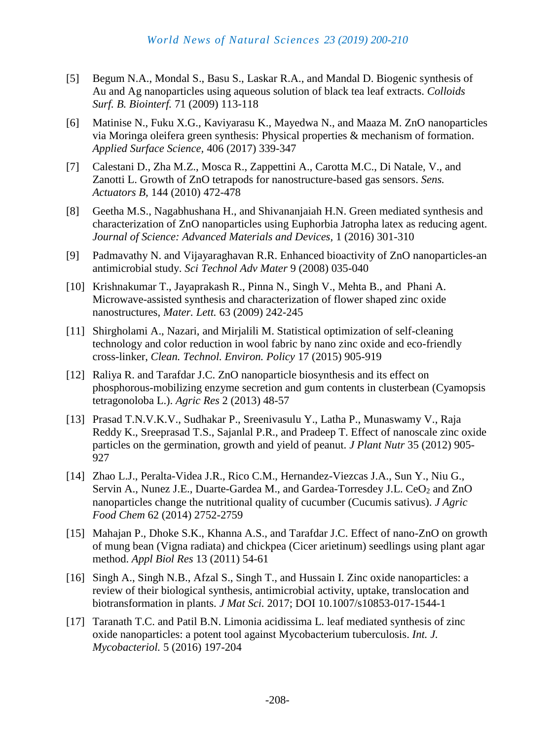[5] Begum N.A., Mondal S., Basu S., Laskar R.A., and Mandal D. Biogenic synthesis of Au and Ag nanoparticles using aqueous solution of black tea leaf extracts. *Colloids Surf. B. Biointerf.* 71 (2009) 113-118

[6] Matinise N., Fuku X.G., Kaviyarasu K., Mayedwa N., and Maaza M. ZnO nanoparticles via Moringa oleifera green synthesis: Physical properties & mechanism of formation. *Applied Surface Science*, 406 (2017) 339-347

[7] Calestani D., Zha M.Z., Mosca R., Zappettini A., Carotta M.C., Di Natale, V., and Zanotti L. Growth of ZnO tetrapods for nanostructure-based gas sensors. *Sens. Actuators B*, 144 (2010) 472-478

[8] Geetha M.S., Nagabhushana H., and Shivananjaiah H.N. Green mediated synthesis and characterization of ZnO nanoparticles using Euphorbia Jatropha latex as reducing agent. *Journal of Science: Advanced Materials and Devices*, 1 (2016) 301-310

[9] Padmavathy N. and Vijayaraghavan R.R. Enhanced bioactivity of ZnO nanoparticles-an antimicrobial study. *Sci Technol Adv Mater* 9 (2008) 035-040

[10] Krishnakumar T., Jayaprakash R., Pinna N., Singh V., Mehta B., and Phani A. Microwave-assisted synthesis and characterization of flower shaped zinc oxide nanostructures, *Mater. Lett.* 63 (2009) 242-245

[11] Shirgholami A., Nazari, and Mirjalili M. Statistical optimization of self-cleaning technology and color reduction in wool fabric by nano zinc oxide and eco-friendly cross-linker, *Clean. Technol. Environ. Policy* 17 (2015) 905-919

[12] Raliya R. and Tarafdar J.C. ZnO nanoparticle biosynthesis and its effect on phosphorous-mobilizing enzyme secretion and gum contents in clusterbean (Cyamopsis tetragonoloba L.). *Agric Res* 2 (2013) 48-57

[13] Prasad T.N.V.K.V., Sudhakar P., Sreenivasulu Y., Latha P., Munaswamy V., Raja Reddy K., Sreeprasad T.S., Sajanlal P.R., and Pradeep T. Effect of nanoscale zinc oxide particles on the germination, growth and yield of peanut. *J Plant Nutr* 35 (2012) 905-927

[14] Zhao L.J., Peralta-Videa J.R., Rico C.M., Hernandez-Viezcas J.A., Sun Y., Niu G., Servin A., Nunez J.E., Duarte-Gardea M., and Gardea-Torresdey J.L. $CeO_2$ and ZnO nanoparticles change the nutritional quality of cucumber (Cucumis sativus). *J Agric Food Chem* 62 (2014) 2752-2759

[15] Mahajan P., Dhoke S.K., Khanna A.S., and Tarafdar J.C. Effect of nano-ZnO on growth of mung bean (Vigna radiata) and chickpea (Cicer arietinum) seedlings using plant agar method. *Appl Biol Res* 13 (2011) 54-61

[16] Singh A., Singh N.B., Afzal S., Singh T., and Hussain I. Zinc oxide nanoparticles: a review of their biological synthesis, antimicrobial activity, uptake, translocation and biotransformation in plants. *J Mat Sci.* 2017; DOI 10.1007/s10853-017-1544-1

[17] Taranath T.C. and Patil B.N. Limonia acidissima L. leaf mediated synthesis of zinc oxide nanoparticles: a potent tool against Mycobacterium tuberculosis. *Int. J. Mycobacteriol.* 5 (2016) 197-204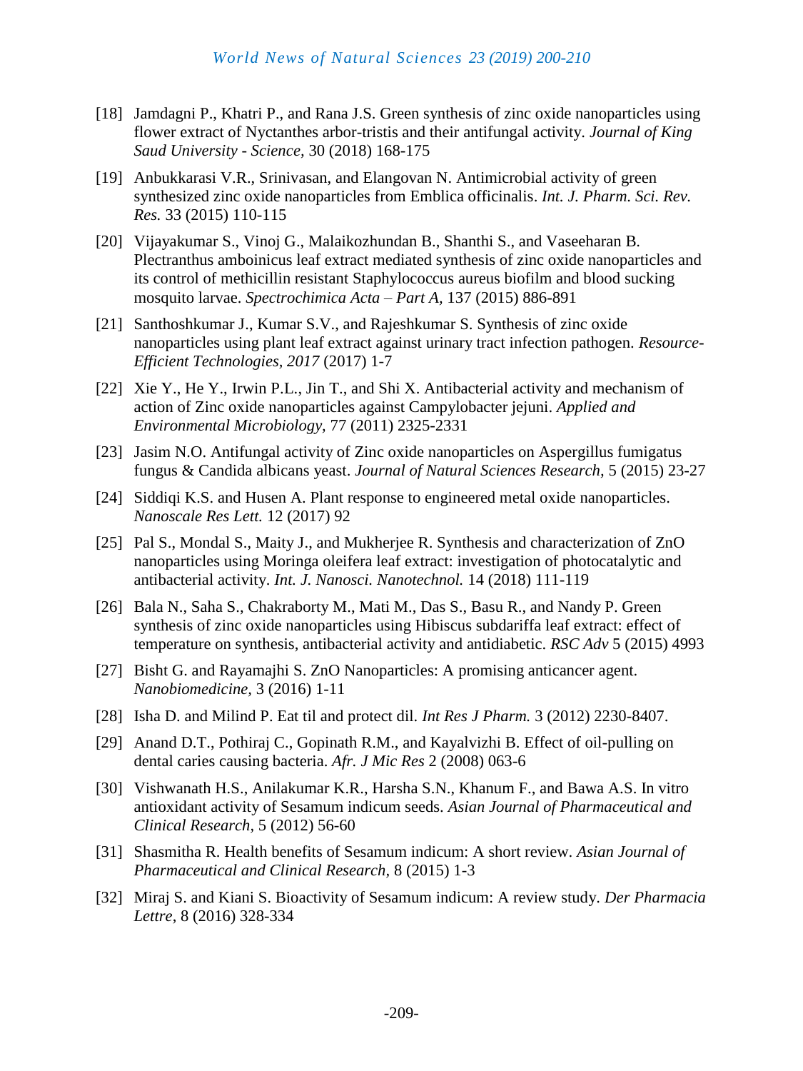[18] Jamdagni P., Khatri P., and Rana J.S. Green synthesis of zinc oxide nanoparticles using flower extract of Nyctanthes arbor-tristis and their antifungal activity. *Journal of King Saud University - Science*, 30 (2018) 168-175

[19] Anbukkarasi V.R., Srinivasan, and Elangovan N. Antimicrobial activity of green synthesized zinc oxide nanoparticles from Emblica officinalis. *Int. J. Pharm. Sci. Rev. Res.* 33 (2015) 110-115

[20] Vijayakumar S., Vinoj G., Malaikozhundan B., Shanthi S., and Vaseeharan B. Plectranthus amboinicus leaf extract mediated synthesis of zinc oxide nanoparticles and its control of methicillin resistant Staphylococcus aureus biofilm and blood sucking mosquito larvae. *Spectrochimica Acta – Part A,* 137 (2015) 886-891

[21] Santhoshkumar J., Kumar S.V., and Rajeshkumar S. Synthesis of zinc oxide nanoparticles using plant leaf extract against urinary tract infection pathogen. *Resource-Efficient Technologies, 2017* (2017) 1-7

[22] Xie Y., He Y., Irwin P.L., Jin T., and Shi X. Antibacterial activity and mechanism of action of Zinc oxide nanoparticles against Campylobacter jejuni. *Applied and Environmental Microbiology,* 77 (2011) 2325-2331

[23] Jasim N.O. Antifungal activity of Zinc oxide nanoparticles on Aspergillus fumigatus fungus & Candida albicans yeast. *Journal of Natural Sciences Research,* 5 (2015) 23-27

[24] Siddiqi K.S. and Husen A. Plant response to engineered metal oxide nanoparticles. *Nanoscale Res Lett.* 12 (2017) 92

[25] Pal S., Mondal S., Maity J., and Mukherjee R. Synthesis and characterization of ZnO nanoparticles using Moringa oleifera leaf extract: investigation of photocatalytic and antibacterial activity. *Int. J. Nanosci. Nanotechnol.* 14 (2018) 111-119

[26] Bala N., Saha S., Chakraborty M., Mati M., Das S., Basu R., and Nandy P. Green synthesis of zinc oxide nanoparticles using Hibiscus subdariffa leaf extract: effect of temperature on synthesis, antibacterial activity and antidiabetic. *RSC Adv* 5 (2015) 4993

[27] Bisht G. and Rayamajhi S. ZnO Nanoparticles: A promising anticancer agent. *Nanobiomedicine,* 3 (2016) 1-11

[28] Isha D. and Milind P. Eat til and protect dil. *Int Res J Pharm.* 3 (2012) 2230-8407.

[29] Anand D.T., Pothiraj C., Gopinath R.M., and Kayalvizhi B. Effect of oil-pulling on dental caries causing bacteria. *Afr. J Mic Res* 2 (2008) 063-6

[30] Vishwanath H.S., Anilakumar K.R., Harsha S.N., Khanum F., and Bawa A.S. In vitro antioxidant activity of Sesamum indicum seeds. *Asian Journal of Pharmaceutical and Clinical Research,* 5 (2012) 56-60

[31] Shasmitha R. Health benefits of Sesamum indicum: A short review. *Asian Journal of Pharmaceutical and Clinical Research,* 8 (2015) 1-3

[32] Miraj S. and Kiani S. Bioactivity of Sesamum indicum: A review study. *Der Pharmacia Lettre*, 8 (2016) 328-334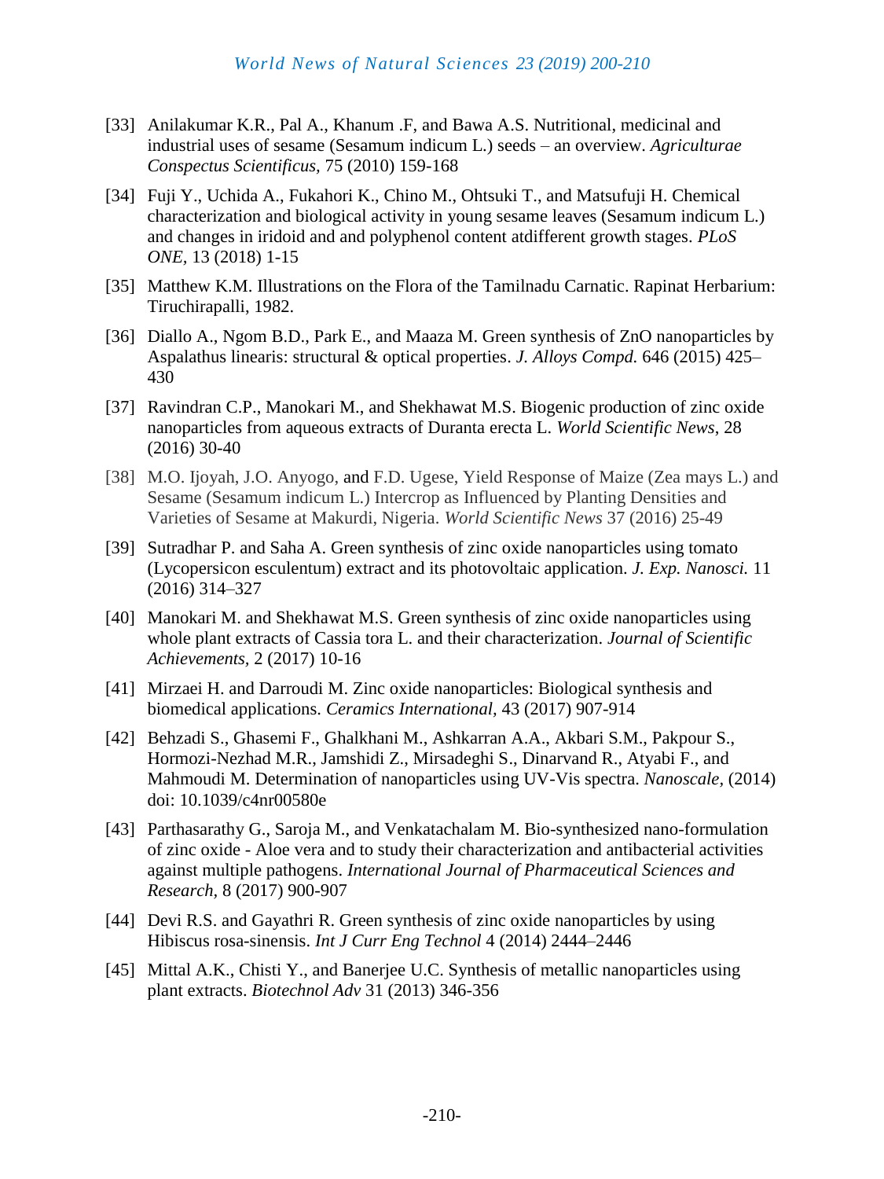[33] Anilakumar K.R., Pal A., Khanum .F, and Bawa A.S. Nutritional, medicinal and industrial uses of sesame (Sesamum indicum L.) seeds – an overview. *Agriculturae Conspectus Scientificus*, 75 (2010) 159-168

[34] Fuji Y., Uchida A., Fukahori K., Chino M., Ohtsuki T., and Matsufuji H. Chemical characterization and biological activity in young sesame leaves (Sesamum indicum L.) and changes in iridoid and and polyphenol content atdifferent growth stages. *PLoS ONE*, 13 (2018) 1-15

[35] Matthew K.M. Illustrations on the Flora of the Tamilnadu Carnatic. Rapinat Herbarium: Tiruchirapalli, 1982.

[36] Diallo A., Ngom B.D., Park E., and Maaza M. Green synthesis of ZnO nanoparticles by Aspalathus linearis: structural & optical properties. *J. Alloys Compd.* 646 (2015) 425–430

[37] Ravindran C.P., Manokari M., and Shekhawat M.S. Biogenic production of zinc oxide nanoparticles from aqueous extracts of Duranta erecta L. *World Scientific News*, 28 (2016) 30-40

[38] M.O. Ijoyah, J.O. Anyogo, and F.D. Ugese, Yield Response of Maize (Zea mays L.) and Sesame (Sesamum indicum L.) Intercrop as Influenced by Planting Densities and Varieties of Sesame at Makurdi, Nigeria. *World Scientific News* 37 (2016) 25-49

[39] Sutradhar P. and Saha A. Green synthesis of zinc oxide nanoparticles using tomato (Lycopersicon esculentum) extract and its photovoltaic application. *J. Exp. Nanosci.* 11 (2016) 314–327

[40] Manokari M. and Shekhawat M.S. Green synthesis of zinc oxide nanoparticles using whole plant extracts of Cassia tora L. and their characterization. *Journal of Scientific Achievements*, 2 (2017) 10-16

[41] Mirzaei H. and Darroudi M. Zinc oxide nanoparticles: Biological synthesis and biomedical applications. *Ceramics International*, 43 (2017) 907-914

[42] Behzadi S., Ghasemi F., Ghalkhani M., Ashkarran A.A., Akbari S.M., Pakpour S., Hormozi-Nezhad M.R., Jamshidi Z., Mirsadeghi S., Dinarvand R., Atyabi F., and Mahmoudi M. Determination of nanoparticles using UV-Vis spectra. *Nanoscale*, (2014) doi: 10.1039/c4nr00580e

[43] Parthasarathy G., Saroja M., and Venkatachalam M. Bio-synthesized nano-formulation of zinc oxide - Aloe vera and to study their characterization and antibacterial activities against multiple pathogens. *International Journal of Pharmaceutical Sciences and Research*, 8 (2017) 900-907

[44] Devi R.S. and Gayathri R. Green synthesis of zinc oxide nanoparticles by using Hibiscus rosa-sinensis. *Int J Curr Eng Technol* 4 (2014) 2444–2446

[45] Mittal A.K., Chisti Y., and Banerjee U.C. Synthesis of metallic nanoparticles using plant extracts. *Biotechnol Adv* 31 (2013) 346-356